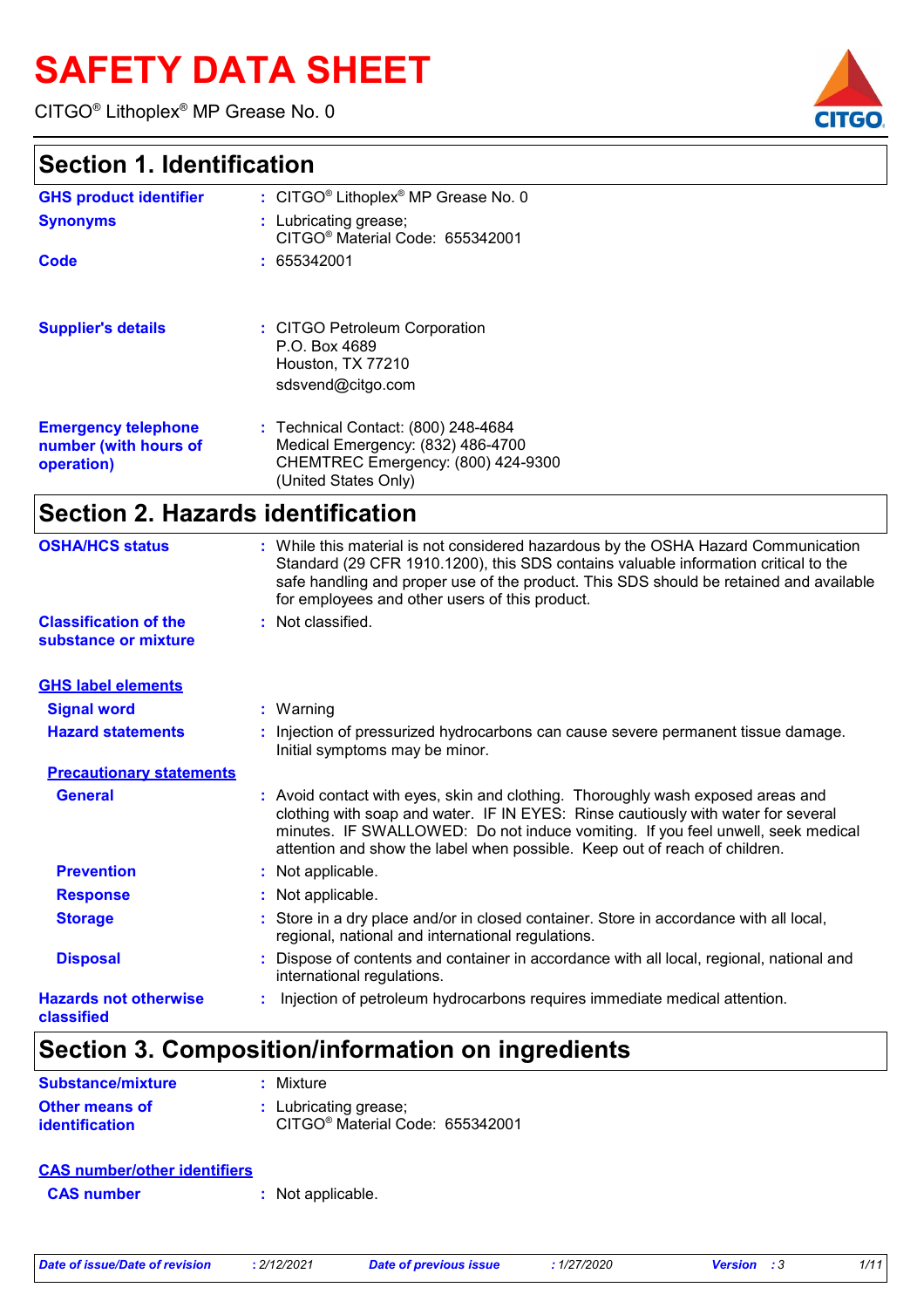# SAFETY DATA SHEET

CITGO® Lithoplex® MP Grease No. 0

## Section 1. Identification

| | | |
|---|---|---|
| **GHS product identifier** | : | CITGO® Lithoplex® MP Grease No. 0 |
| **Synonyms** | : | Lubricating grease;<br>CITGO® Material Code: 655342001 |
| **Code** | : | 655342001 |
| **Supplier's details** | : | CITGO Petroleum Corporation<br>P.O. Box 4689<br>Houston, TX 77210<br>sdsvend@citgo.com |
| **Emergency telephone number (with hours of operation)** | : | Technical Contact: (800) 248-4684<br>Medical Emergency: (832) 486-4700<br>CHEMTREC Emergency: (800) 424-9300<br>(United States Only) |

## Section 2. Hazards identification

| | | |
|---|---|---|
| **OSHA/HCS status** | : | While this material is not considered hazardous by the OSHA Hazard Communication Standard (29 CFR 1910.1200), this SDS contains valuable information critical to the safe handling and proper use of the product. This SDS should be retained and available for employees and other users of this product. |
| **Classification of the substance or mixture** | : | Not classified. |

**GHS label elements**

| | | |
|---|---|---|
| **Signal word** | : | Warning |
| **Hazard statements** | : | Injection of pressurized hydrocarbons can cause severe permanent tissue damage. Initial symptoms may be minor. |

**Precautionary statements**

| | | |
|---|---|---|
| **General** | : | Avoid contact with eyes, skin and clothing. Thoroughly wash exposed areas and clothing with soap and water. IF IN EYES: Rinse cautiously with water for several minutes. IF SWALLOWED: Do not induce vomiting. If you feel unwell, seek medical attention and show the label when possible. Keep out of reach of children. |
| **Prevention** | : | Not applicable. |
| **Response** | : | Not applicable. |
| **Storage** | : | Store in a dry place and/or in closed container. Store in accordance with all local, regional, national and international regulations. |
| **Disposal** | : | Dispose of contents and container in accordance with all local, regional, national and international regulations. |
| **Hazards not otherwise classified** | : | Injection of petroleum hydrocarbons requires immediate medical attention. |

## Section 3. Composition/information on ingredients

| | | |
|---|---|---|
| **Substance/mixture** | : | Mixture |
| **Other means of identification** | : | Lubricating grease;<br>CITGO® Material Code: 655342001 |

**CAS number/other identifiers**

| | | |
|---|---|---|
| **CAS number** | : | Not applicable. |

*Date of issue/Date of revision* : 2/12/2021 *Date of previous issue* : 1/27/2020 *Version* : 3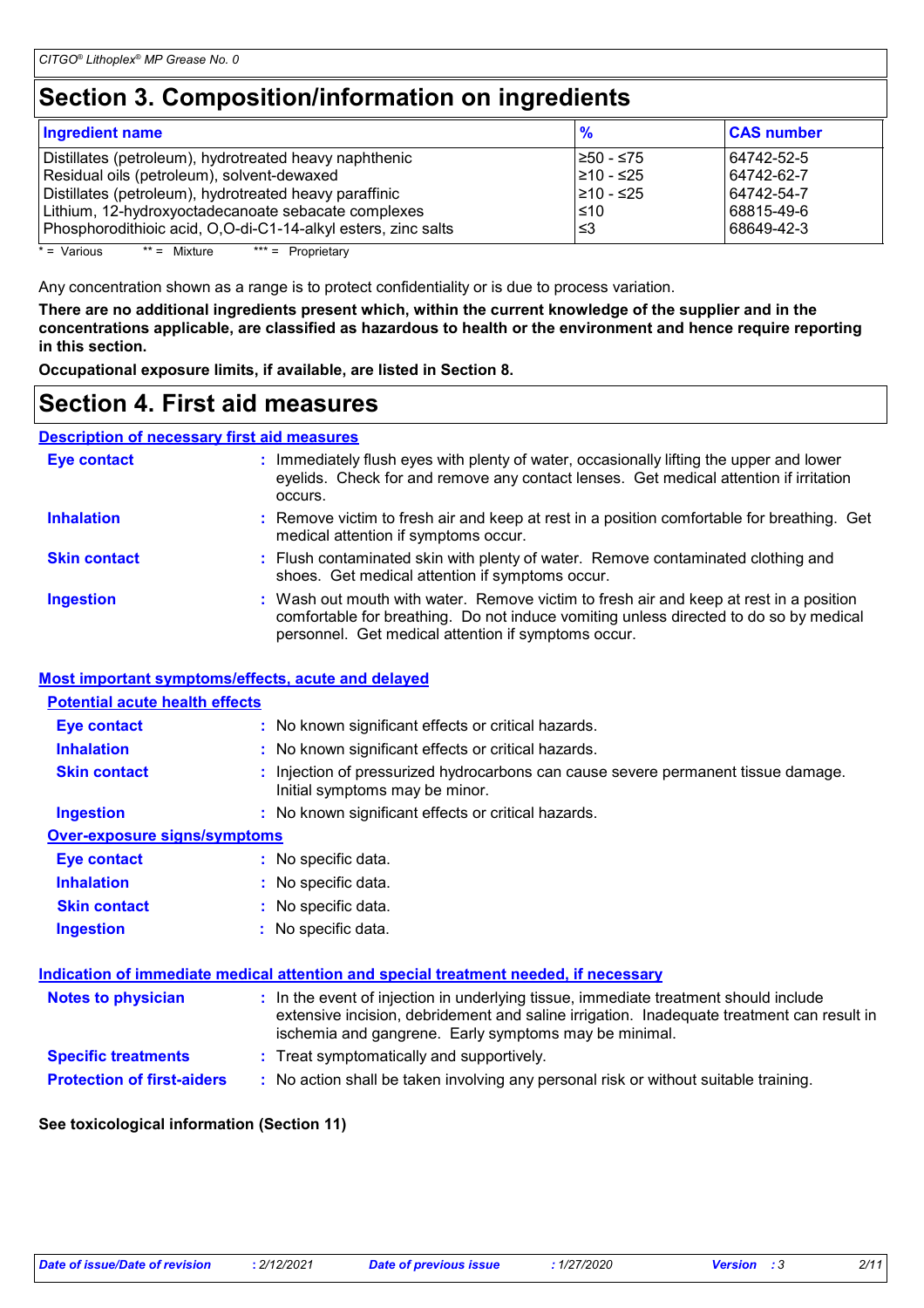# Section 3. Composition/information on ingredients

| Ingredient name | % | CAS number |
|---|---|---|
| Distillates (petroleum), hydrotreated heavy naphthenic | ≥50 - ≤75 | 64742-52-5 |
| Residual oils (petroleum), solvent-dewaxed | ≥10 - ≤25 | 64742-62-7 |
| Distillates (petroleum), hydrotreated heavy paraffinic | ≥10 - ≤25 | 64742-54-7 |
| Lithium, 12-hydroxyoctadecanoate sebacate complexes | ≤10 | 68815-49-6 |
| Phosphorodithioic acid, O,O-di-C1-14-alkyl esters, zinc salts | ≤3 | 68649-42-3 |

\* = Various    \*\* = Mixture    \*\*\* = Proprietary

Any concentration shown as a range is to protect confidentiality or is due to process variation.

**There are no additional ingredients present which, within the current knowledge of the supplier and in the concentrations applicable, are classified as hazardous to health or the environment and hence require reporting in this section.**

**Occupational exposure limits, if available, are listed in Section 8.**

# Section 4. First aid measures

## Description of necessary first aid measures

**Eye contact** : Immediately flush eyes with plenty of water, occasionally lifting the upper and lower eyelids. Check for and remove any contact lenses. Get medical attention if irritation occurs.

**Inhalation** : Remove victim to fresh air and keep at rest in a position comfortable for breathing. Get medical attention if symptoms occur.

**Skin contact** : Flush contaminated skin with plenty of water. Remove contaminated clothing and shoes. Get medical attention if symptoms occur.

**Ingestion** : Wash out mouth with water. Remove victim to fresh air and keep at rest in a position comfortable for breathing. Do not induce vomiting unless directed to do so by medical personnel. Get medical attention if symptoms occur.

## Most important symptoms/effects, acute and delayed

### Potential acute health effects

**Eye contact** : No known significant effects or critical hazards.

**Inhalation** : No known significant effects or critical hazards.

**Skin contact** : Injection of pressurized hydrocarbons can cause severe permanent tissue damage. Initial symptoms may be minor.

**Ingestion** : No known significant effects or critical hazards.

### Over-exposure signs/symptoms

**Eye contact** : No specific data.

**Inhalation** : No specific data.

**Skin contact** : No specific data.

**Ingestion** : No specific data.

## Indication of immediate medical attention and special treatment needed, if necessary

**Notes to physician** : In the event of injection in underlying tissue, immediate treatment should include extensive incision, debridement and saline irrigation. Inadequate treatment can result in ischemia and gangrene. Early symptoms may be minimal.

**Specific treatments** : Treat symptomatically and supportively.

**Protection of first-aiders** : No action shall be taken involving any personal risk or without suitable training.

**See toxicological information (Section 11)**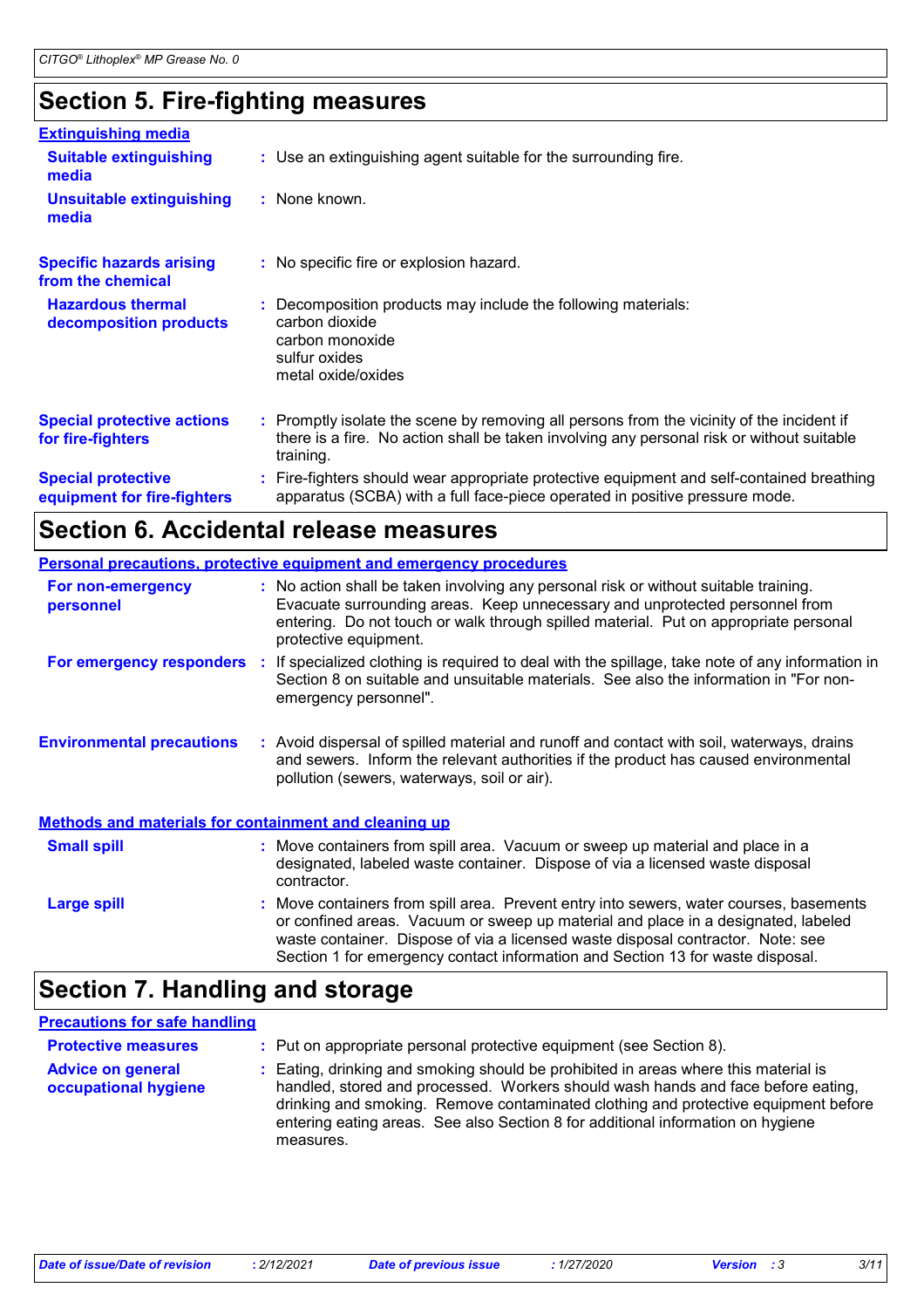## Section 5. Fire-fighting measures

**Extinguishing media**

**Suitable extinguishing media** : Use an extinguishing agent suitable for the surrounding fire.

**Unsuitable extinguishing media** : None known.

**Specific hazards arising from the chemical** : No specific fire or explosion hazard.

**Hazardous thermal decomposition products** : Decomposition products may include the following materials:
carbon dioxide
carbon monoxide
sulfur oxides
metal oxide/oxides

**Special protective actions for fire-fighters** : Promptly isolate the scene by removing all persons from the vicinity of the incident if there is a fire. No action shall be taken involving any personal risk or without suitable training.

**Special protective equipment for fire-fighters** : Fire-fighters should wear appropriate protective equipment and self-contained breathing apparatus (SCBA) with a full face-piece operated in positive pressure mode.

## Section 6. Accidental release measures

**Personal precautions, protective equipment and emergency procedures**

**For non-emergency personnel** : No action shall be taken involving any personal risk or without suitable training. Evacuate surrounding areas. Keep unnecessary and unprotected personnel from entering. Do not touch or walk through spilled material. Put on appropriate personal protective equipment.

**For emergency responders** : If specialized clothing is required to deal with the spillage, take note of any information in Section 8 on suitable and unsuitable materials. See also the information in "For non-emergency personnel".

**Environmental precautions** : Avoid dispersal of spilled material and runoff and contact with soil, waterways, drains and sewers. Inform the relevant authorities if the product has caused environmental pollution (sewers, waterways, soil or air).

**Methods and materials for containment and cleaning up**

**Small spill** : Move containers from spill area. Vacuum or sweep up material and place in a designated, labeled waste container. Dispose of via a licensed waste disposal contractor.

**Large spill** : Move containers from spill area. Prevent entry into sewers, water courses, basements or confined areas. Vacuum or sweep up material and place in a designated, labeled waste container. Dispose of via a licensed waste disposal contractor. Note: see Section 1 for emergency contact information and Section 13 for waste disposal.

## Section 7. Handling and storage

**Precautions for safe handling**

**Protective measures** : Put on appropriate personal protective equipment (see Section 8).

**Advice on general occupational hygiene** : Eating, drinking and smoking should be prohibited in areas where this material is handled, stored and processed. Workers should wash hands and face before eating, drinking and smoking. Remove contaminated clothing and protective equipment before entering eating areas. See also Section 8 for additional information on hygiene measures.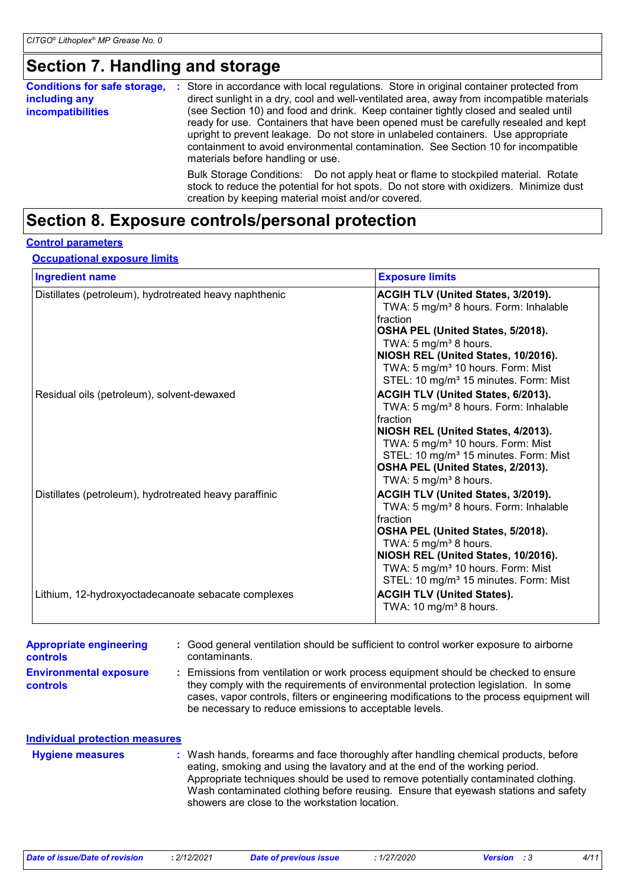# Section 7. Handling and storage

**Conditions for safe storage, including any incompatibilities** : Store in accordance with local regulations. Store in original container protected from direct sunlight in a dry, cool and well-ventilated area, away from incompatible materials (see Section 10) and food and drink. Keep container tightly closed and sealed until ready for use. Containers that have been opened must be carefully resealed and kept upright to prevent leakage. Do not store in unlabeled containers. Use appropriate containment to avoid environmental contamination. See Section 10 for incompatible materials before handling or use.

Bulk Storage Conditions: Do not apply heat or flame to stockpiled material. Rotate stock to reduce the potential for hot spots. Do not store with oxidizers. Minimize dust creation by keeping material moist and/or covered.

# Section 8. Exposure controls/personal protection

## Control parameters

### Occupational exposure limits

| Ingredient name | Exposure limits |
|---|---|
| Distillates (petroleum), hydrotreated heavy naphthenic | **ACGIH TLV (United States, 3/2019).**<br>TWA: 5 mg/m³ 8 hours. Form: Inhalable fraction<br>**OSHA PEL (United States, 5/2018).**<br>TWA: 5 mg/m³ 8 hours.<br>**NIOSH REL (United States, 10/2016).**<br>TWA: 5 mg/m³ 10 hours. Form: Mist<br>STEL: 10 mg/m³ 15 minutes. Form: Mist |
| Residual oils (petroleum), solvent-dewaxed | **ACGIH TLV (United States, 6/2013).**<br>TWA: 5 mg/m³ 8 hours. Form: Inhalable fraction<br>**NIOSH REL (United States, 4/2013).**<br>TWA: 5 mg/m³ 10 hours. Form: Mist<br>STEL: 10 mg/m³ 15 minutes. Form: Mist<br>**OSHA PEL (United States, 2/2013).**<br>TWA: 5 mg/m³ 8 hours. |
| Distillates (petroleum), hydrotreated heavy paraffinic | **ACGIH TLV (United States, 3/2019).**<br>TWA: 5 mg/m³ 8 hours. Form: Inhalable fraction<br>**OSHA PEL (United States, 5/2018).**<br>TWA: 5 mg/m³ 8 hours.<br>**NIOSH REL (United States, 10/2016).**<br>TWA: 5 mg/m³ 10 hours. Form: Mist<br>STEL: 10 mg/m³ 15 minutes. Form: Mist |
| Lithium, 12-hydroxyoctadecanoate sebacate complexes | **ACGIH TLV (United States).**<br>TWA: 10 mg/m³ 8 hours. |

**Appropriate engineering controls** : Good general ventilation should be sufficient to control worker exposure to airborne contaminants.

**Environmental exposure controls** : Emissions from ventilation or work process equipment should be checked to ensure they comply with the requirements of environmental protection legislation. In some cases, vapor controls, filters or engineering modifications to the process equipment will be necessary to reduce emissions to acceptable levels.

## Individual protection measures

**Hygiene measures** : Wash hands, forearms and face thoroughly after handling chemical products, before eating, smoking and using the lavatory and at the end of the working period. Appropriate techniques should be used to remove potentially contaminated clothing. Wash contaminated clothing before reusing. Ensure that eyewash stations and safety showers are close to the workstation location.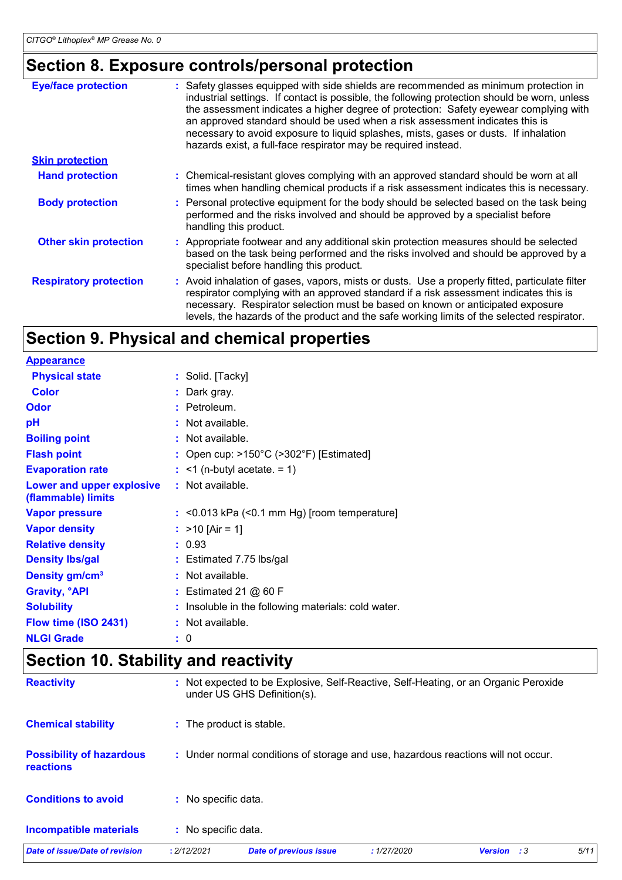## Section 8. Exposure controls/personal protection

| | |
|---|---|
| **Eye/face protection** | Safety glasses equipped with side shields are recommended as minimum protection in industrial settings. If contact is possible, the following protection should be worn, unless the assessment indicates a higher degree of protection: Safety eyewear complying with an approved standard should be used when a risk assessment indicates this is necessary to avoid exposure to liquid splashes, mists, gases or dusts. If inhalation hazards exist, a full-face respirator may be required instead. |
| **Skin protection** | |
| **Hand protection** | Chemical-resistant gloves complying with an approved standard should be worn at all times when handling chemical products if a risk assessment indicates this is necessary. |
| **Body protection** | Personal protective equipment for the body should be selected based on the task being performed and the risks involved and should be approved by a specialist before handling this product. |
| **Other skin protection** | Appropriate footwear and any additional skin protection measures should be selected based on the task being performed and the risks involved and should be approved by a specialist before handling this product. |
| **Respiratory protection** | Avoid inhalation of gases, vapors, mists or dusts. Use a properly fitted, particulate filter respirator complying with an approved standard if a risk assessment indicates this is necessary. Respirator selection must be based on known or anticipated exposure levels, the hazards of the product and the safe working limits of the selected respirator. |

## Section 9. Physical and chemical properties

| | |
|---|---|
| **Appearance** | |
| **Physical state** | Solid. [Tacky] |
| **Color** | Dark gray. |
| **Odor** | Petroleum. |
| **pH** | Not available. |
| **Boiling point** | Not available. |
| **Flash point** | Open cup: >150°C (>302°F) [Estimated] |
| **Evaporation rate** | <1 (n-butyl acetate. = 1) |
| **Lower and upper explosive (flammable) limits** | Not available. |
| **Vapor pressure** | <0.013 kPa (<0.1 mm Hg) [room temperature] |
| **Vapor density** | >10 [Air = 1] |
| **Relative density** | 0.93 |
| **Density lbs/gal** | Estimated 7.75 lbs/gal |
| **Density gm/cm³** | Not available. |
| **Gravity, °API** | Estimated 21 @ 60 F |
| **Solubility** | Insoluble in the following materials: cold water. |
| **Flow time (ISO 2431)** | Not available. |
| **NLGI Grade** | 0 |

## Section 10. Stability and reactivity

| | |
|---|---|
| **Reactivity** | Not expected to be Explosive, Self-Reactive, Self-Heating, or an Organic Peroxide under US GHS Definition(s). |
| **Chemical stability** | The product is stable. |
| **Possibility of hazardous reactions** | Under normal conditions of storage and use, hazardous reactions will not occur. |
| **Conditions to avoid** | No specific data. |
| **Incompatible materials** | No specific data. |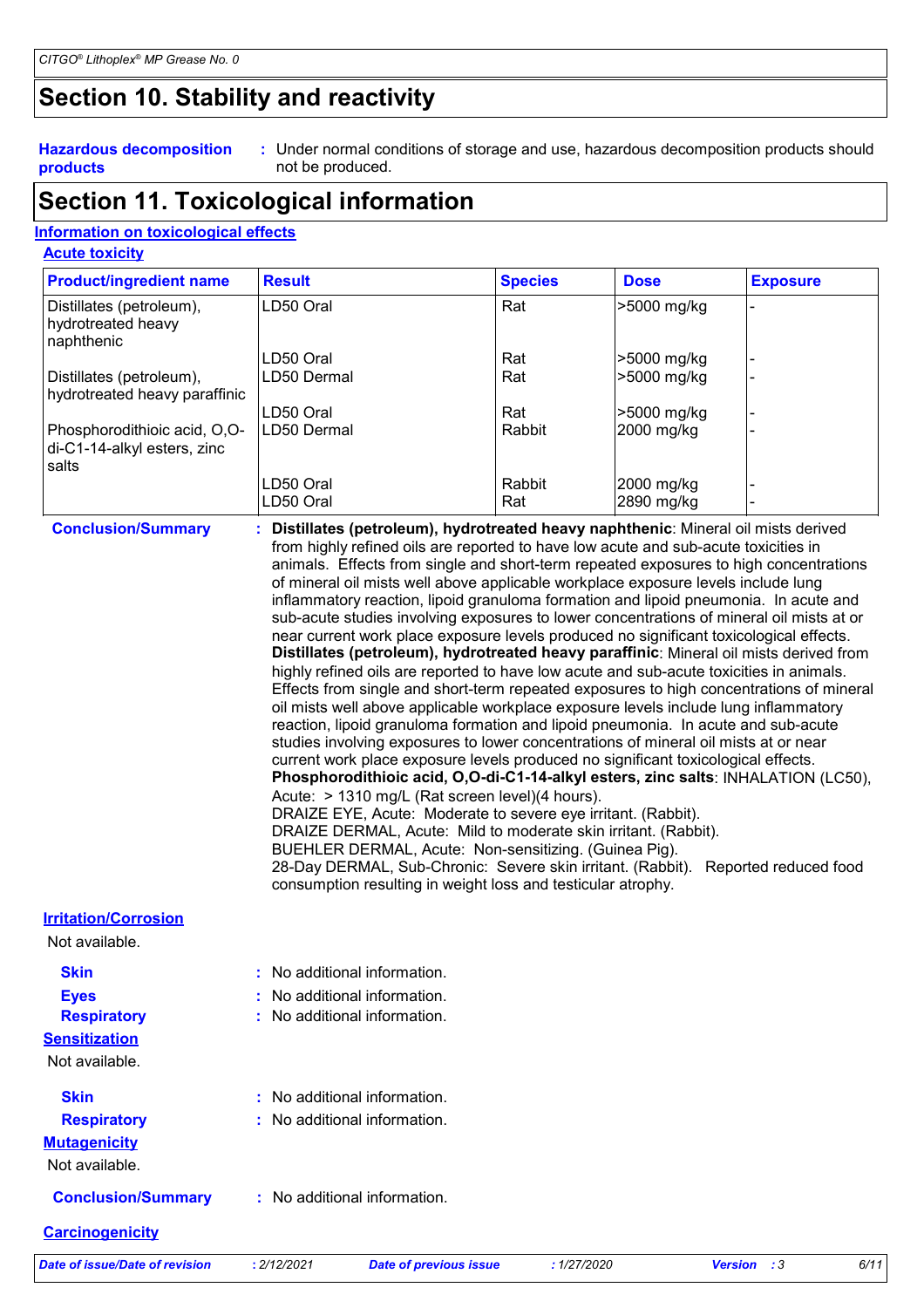# Section 10. Stability and reactivity

**Hazardous decomposition products** : Under normal conditions of storage and use, hazardous decomposition products should not be produced.

# Section 11. Toxicological information

## Information on toxicological effects

### Acute toxicity

| Product/ingredient name | Result | Species | Dose | Exposure |
|---|---|---|---|---|
| Distillates (petroleum), hydrotreated heavy naphthenic | LD50 Oral | Rat | >5000 mg/kg | - |
| | LD50 Oral | Rat | >5000 mg/kg | - |
| Distillates (petroleum), hydrotreated heavy paraffinic | LD50 Dermal | Rat | >5000 mg/kg | - |
| | LD50 Oral | Rat | >5000 mg/kg | - |
| Phosphorodithioic acid, O,O-di-C1-14-alkyl esters, zinc salts | LD50 Dermal | Rabbit | 2000 mg/kg | - |
| | LD50 Oral | Rabbit | 2000 mg/kg | - |
| | LD50 Oral | Rat | 2890 mg/kg | - |

**Conclusion/Summary** : **Distillates (petroleum), hydrotreated heavy naphthenic**: Mineral oil mists derived from highly refined oils are reported to have low acute and sub-acute toxicities in animals. Effects from single and short-term repeated exposures to high concentrations of mineral oil mists well above applicable workplace exposure levels include lung inflammatory reaction, lipoid granuloma formation and lipoid pneumonia. In acute and sub-acute studies involving exposures to lower concentrations of mineral oil mists at or near current work place exposure levels produced no significant toxicological effects.
**Distillates (petroleum), hydrotreated heavy paraffinic**: Mineral oil mists derived from highly refined oils are reported to have low acute and sub-acute toxicities in animals. Effects from single and short-term repeated exposures to high concentrations of mineral oil mists well above applicable workplace exposure levels include lung inflammatory reaction, lipoid granuloma formation and lipoid pneumonia. In acute and sub-acute studies involving exposures to lower concentrations of mineral oil mists at or near current work place exposure levels produced no significant toxicological effects.
**Phosphorodithioic acid, O,O-di-C1-14-alkyl esters, zinc salts**: INHALATION (LC50), Acute: > 1310 mg/L (Rat screen level)(4 hours).
DRAIZE EYE, Acute: Moderate to severe eye irritant. (Rabbit).
DRAIZE DERMAL, Acute: Mild to moderate skin irritant. (Rabbit).
BUEHLER DERMAL, Acute: Non-sensitizing. (Guinea Pig).
28-Day DERMAL, Sub-Chronic: Severe skin irritant. (Rabbit). Reported reduced food consumption resulting in weight loss and testicular atrophy.

### Irritation/Corrosion

Not available.

**Skin** : No additional information.
**Eyes** : No additional information.
**Respiratory** : No additional information.

### Sensitization

Not available.

**Skin** : No additional information.
**Respiratory** : No additional information.

### Mutagenicity

Not available.

**Conclusion/Summary** : No additional information.

### Carcinogenicity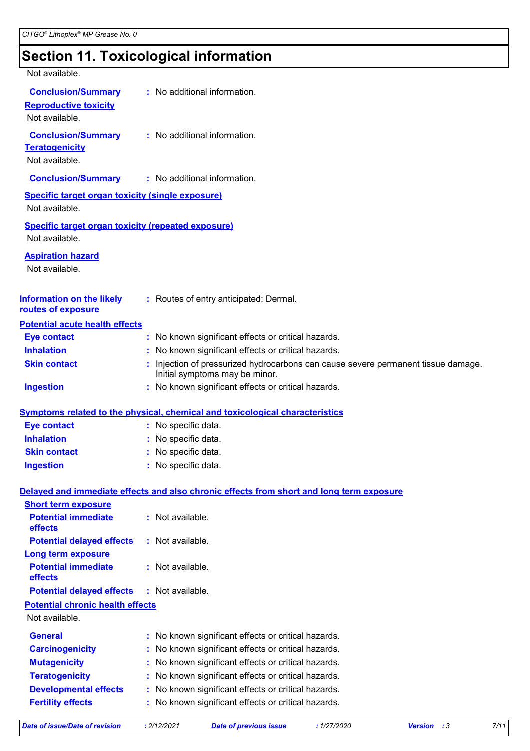# Section 11. Toxicological information

Not available.

**Conclusion/Summary** : No additional information.

**Reproductive toxicity**

Not available.

**Conclusion/Summary** : No additional information.

**Teratogenicity**

Not available.

**Conclusion/Summary** : No additional information.

**Specific target organ toxicity (single exposure)**

Not available.

**Specific target organ toxicity (repeated exposure)**

Not available.

**Aspiration hazard**

Not available.

**Information on the likely routes of exposure** : Routes of entry anticipated: Dermal.

**Potential acute health effects**

**Eye contact** : No known significant effects or critical hazards.

**Inhalation** : No known significant effects or critical hazards.

**Skin contact** : Injection of pressurized hydrocarbons can cause severe permanent tissue damage. Initial symptoms may be minor.

**Ingestion** : No known significant effects or critical hazards.

**Symptoms related to the physical, chemical and toxicological characteristics**

**Eye contact** : No specific data.

**Inhalation** : No specific data.

**Skin contact** : No specific data.

**Ingestion** : No specific data.

**Delayed and immediate effects and also chronic effects from short and long term exposure**

**Short term exposure**

**Potential immediate effects** : Not available.

**Potential delayed effects** : Not available.

**Long term exposure**

**Potential immediate effects** : Not available.

**Potential delayed effects** : Not available.

**Potential chronic health effects**

Not available.

**General** : No known significant effects or critical hazards.

**Carcinogenicity** : No known significant effects or critical hazards.

**Mutagenicity** : No known significant effects or critical hazards.

**Teratogenicity** : No known significant effects or critical hazards.

**Developmental effects** : No known significant effects or critical hazards.

**Fertility effects** : No known significant effects or critical hazards.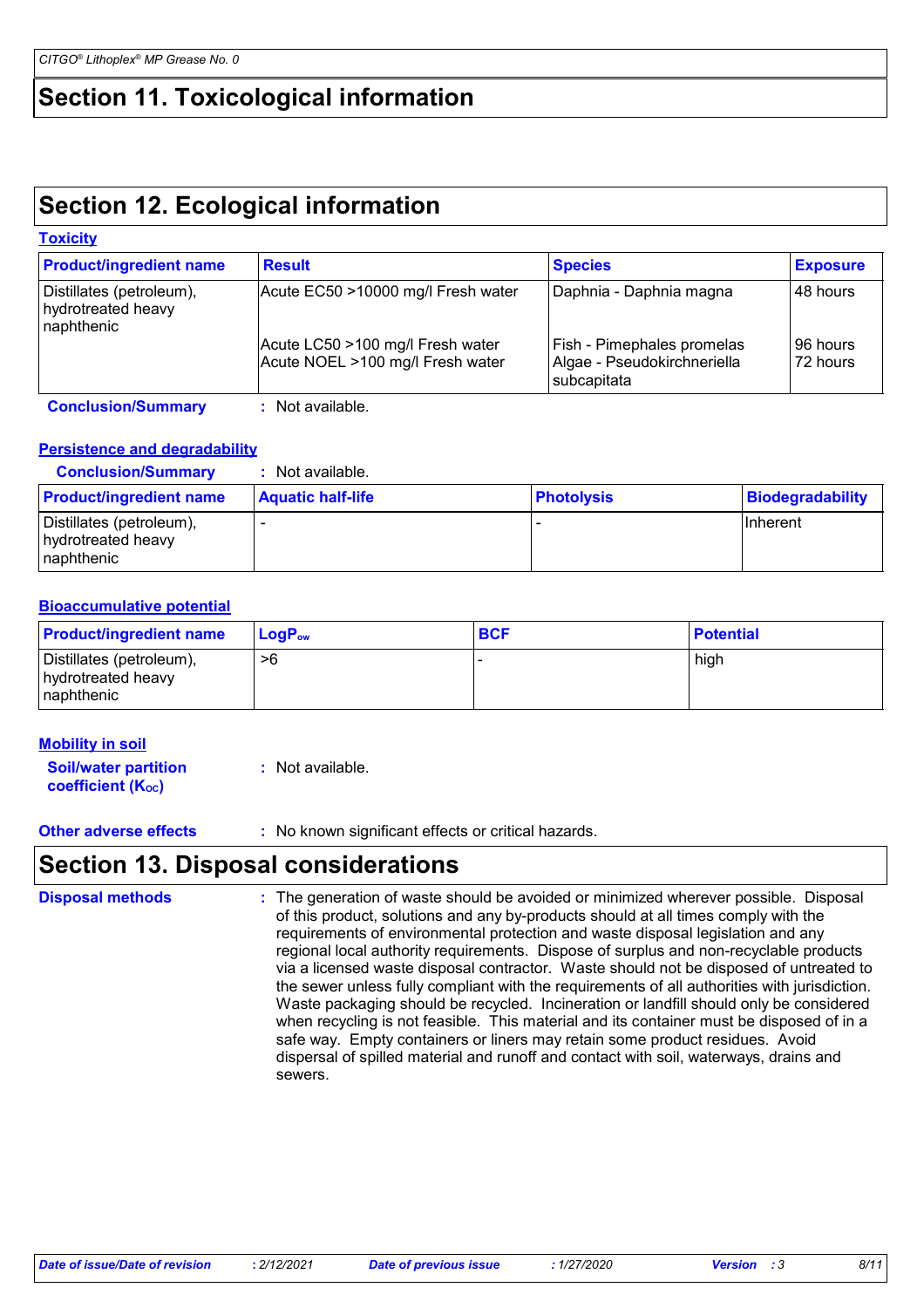# Section 11. Toxicological information

# Section 12. Ecological information

**Toxicity**

| Product/ingredient name | Result | Species | Exposure |
|---|---|---|---|
| Distillates (petroleum), hydrotreated heavy naphthenic | Acute EC50 >10000 mg/l Fresh water | Daphnia - Daphnia magna | 48 hours |
| | Acute LC50 >100 mg/l Fresh water | Fish - Pimephales promelas | 96 hours |
| | Acute NOEL >100 mg/l Fresh water | Algae - Pseudokirchneriella subcapitata | 72 hours |

**Conclusion/Summary** : Not available.

**Persistence and degradability**

**Conclusion/Summary** : Not available.

| Product/ingredient name | Aquatic half-life | Photolysis | Biodegradability |
|---|---|---|---|
| Distillates (petroleum), hydrotreated heavy naphthenic | - | - | Inherent |

**Bioaccumulative potential**

| Product/ingredient name | $LogP_{ow}$ | BCF | Potential |
|---|---|---|---|
| Distillates (petroleum), hydrotreated heavy naphthenic | >6 | - | high |

**Mobility in soil**

**Soil/water partition coefficient ($K_{OC}$)** : Not available.

**Other adverse effects** : No known significant effects or critical hazards.

# Section 13. Disposal considerations

**Disposal methods** : The generation of waste should be avoided or minimized wherever possible. Disposal of this product, solutions and any by-products should at all times comply with the requirements of environmental protection and waste disposal legislation and any regional local authority requirements. Dispose of surplus and non-recyclable products via a licensed waste disposal contractor. Waste should not be disposed of untreated to the sewer unless fully compliant with the requirements of all authorities with jurisdiction. Waste packaging should be recycled. Incineration or landfill should only be considered when recycling is not feasible. This material and its container must be disposed of in a safe way. Empty containers or liners may retain some product residues. Avoid dispersal of spilled material and runoff and contact with soil, waterways, drains and sewers.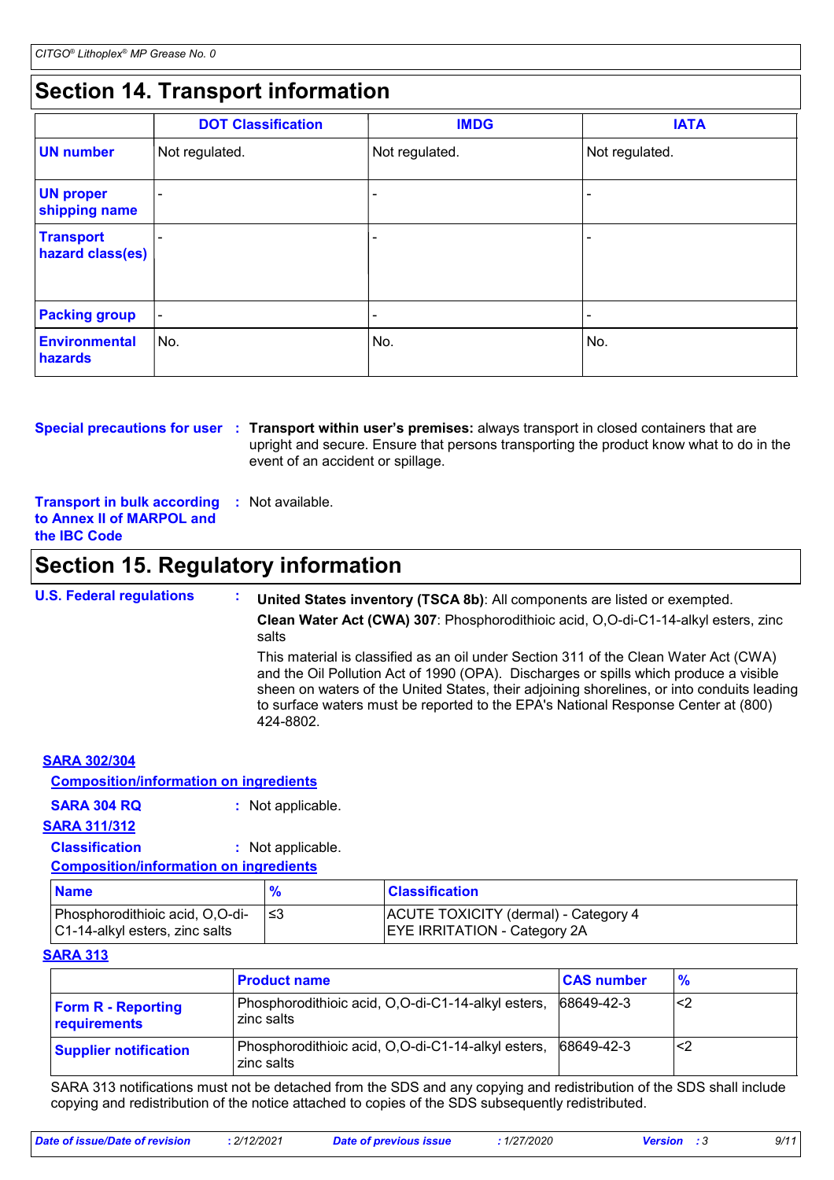## Section 14. Transport information

| | DOT Classification | IMDG | IATA |
|---|---|---|---|
| **UN number** | Not regulated. | Not regulated. | Not regulated. |
| **UN proper shipping name** | - | - | - |
| **Transport hazard class(es)** | - | - | - |
| **Packing group** | - | - | - |
| **Environmental hazards** | No. | No. | No. |

**Special precautions for user** : **Transport within user's premises:** always transport in closed containers that are upright and secure. Ensure that persons transporting the product know what to do in the event of an accident or spillage.

**Transport in bulk according to Annex II of MARPOL and the IBC Code** : Not available.

## Section 15. Regulatory information

**U.S. Federal regulations** :

**United States inventory (TSCA 8b)**: All components are listed or exempted.

**Clean Water Act (CWA) 307**: Phosphorodithioic acid, O,O-di-C1-14-alkyl esters, zinc salts

This material is classified as an oil under Section 311 of the Clean Water Act (CWA) and the Oil Pollution Act of 1990 (OPA). Discharges or spills which produce a visible sheen on waters of the United States, their adjoining shorelines, or into conduits leading to surface waters must be reported to the EPA's National Response Center at (800) 424-8802.

**SARA 302/304**

**Composition/information on ingredients**

**SARA 304 RQ** : Not applicable.

**SARA 311/312**

**Classification** : Not applicable.

**Composition/information on ingredients**

| Name | % | Classification |
|---|---|---|
| Phosphorodithioic acid, O,O-di-C1-14-alkyl esters, zinc salts | ≤3 | ACUTE TOXICITY (dermal) - Category 4<br>EYE IRRITATION - Category 2A |

**SARA 313**

| | Product name | CAS number | % |
|---|---|---|---|
| **Form R - Reporting requirements** | Phosphorodithioic acid, O,O-di-C1-14-alkyl esters, zinc salts | 68649-42-3 | <2 |
| **Supplier notification** | Phosphorodithioic acid, O,O-di-C1-14-alkyl esters, zinc salts | 68649-42-3 | <2 |

SARA 313 notifications must not be detached from the SDS and any copying and redistribution of the SDS shall include copying and redistribution of the notice attached to copies of the SDS subsequently redistributed.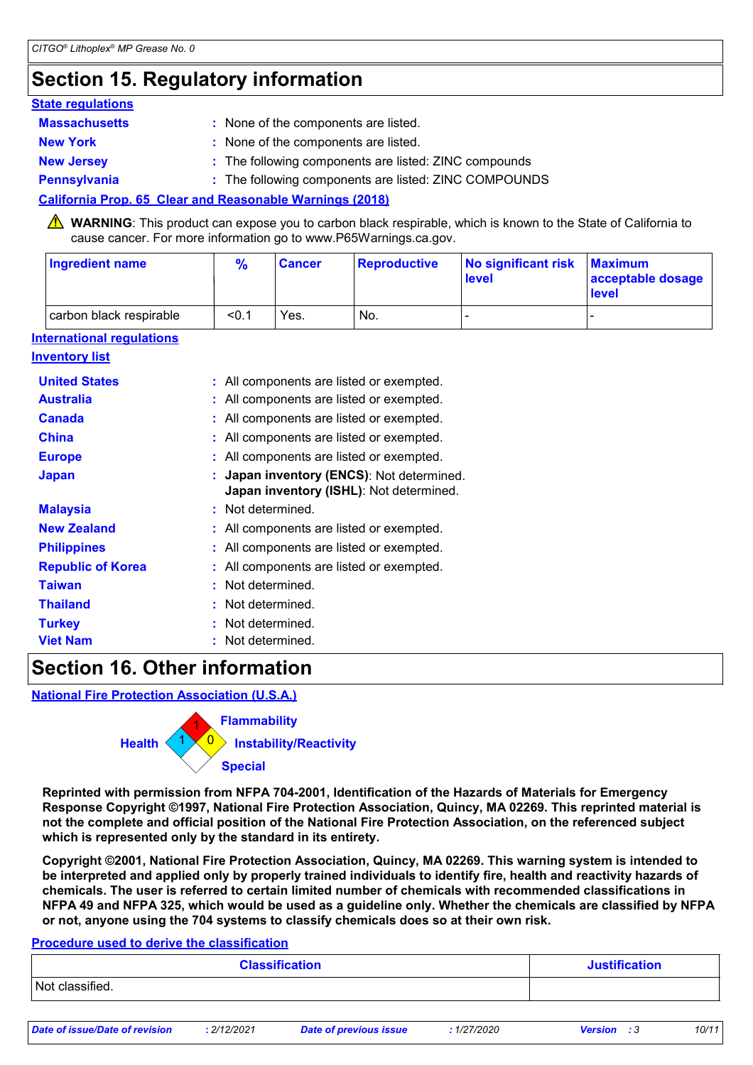# Section 15. Regulatory information

## State regulations

**Massachusetts** : None of the components are listed.

**New York** : None of the components are listed.

**New Jersey** : The following components are listed: ZINC compounds

**Pennsylvania** : The following components are listed: ZINC COMPOUNDS

### California Prop. 65 Clear and Reasonable Warnings (2018)

⚠ **WARNING**: This product can expose you to carbon black respirable, which is known to the State of California to cause cancer. For more information go to www.P65Warnings.ca.gov.

| Ingredient name | % | Cancer | Reproductive | No significant risk level | Maximum acceptable dosage level |
|---|---|---|---|---|---|
| carbon black respirable | <0.1 | Yes. | No. | - | - |

## International regulations

### Inventory list

**United States** : All components are listed or exempted.

**Australia** : All components are listed or exempted.

**Canada** : All components are listed or exempted.

**China** : All components are listed or exempted.

**Europe** : All components are listed or exempted.

**Japan** : **Japan inventory (ENCS)**: Not determined.
**Japan inventory (ISHL)**: Not determined.

**Malaysia** : Not determined.

**New Zealand** : All components are listed or exempted.

**Philippines** : All components are listed or exempted.

**Republic of Korea** : All components are listed or exempted.

**Taiwan** : Not determined.

**Thailand** : Not determined.

**Turkey** : Not determined.

**Viet Nam** : Not determined.

# Section 16. Other information

## National Fire Protection Association (U.S.A.)

Flammability: 1
Health: 1
Instability/Reactivity: 0
Special

**Reprinted with permission from NFPA 704-2001, Identification of the Hazards of Materials for Emergency Response Copyright ©1997, National Fire Protection Association, Quincy, MA 02269. This reprinted material is not the complete and official position of the National Fire Protection Association, on the referenced subject which is represented only by the standard in its entirety.**

**Copyright ©2001, National Fire Protection Association, Quincy, MA 02269. This warning system is intended to be interpreted and applied only by properly trained individuals to identify fire, health and reactivity hazards of chemicals. The user is referred to certain limited number of chemicals with recommended classifications in NFPA 49 and NFPA 325, which would be used as a guideline only. Whether the chemicals are classified by NFPA or not, anyone using the 704 systems to classify chemicals does so at their own risk.**

## Procedure used to derive the classification

| Classification | Justification |
|---|---|
| Not classified. | |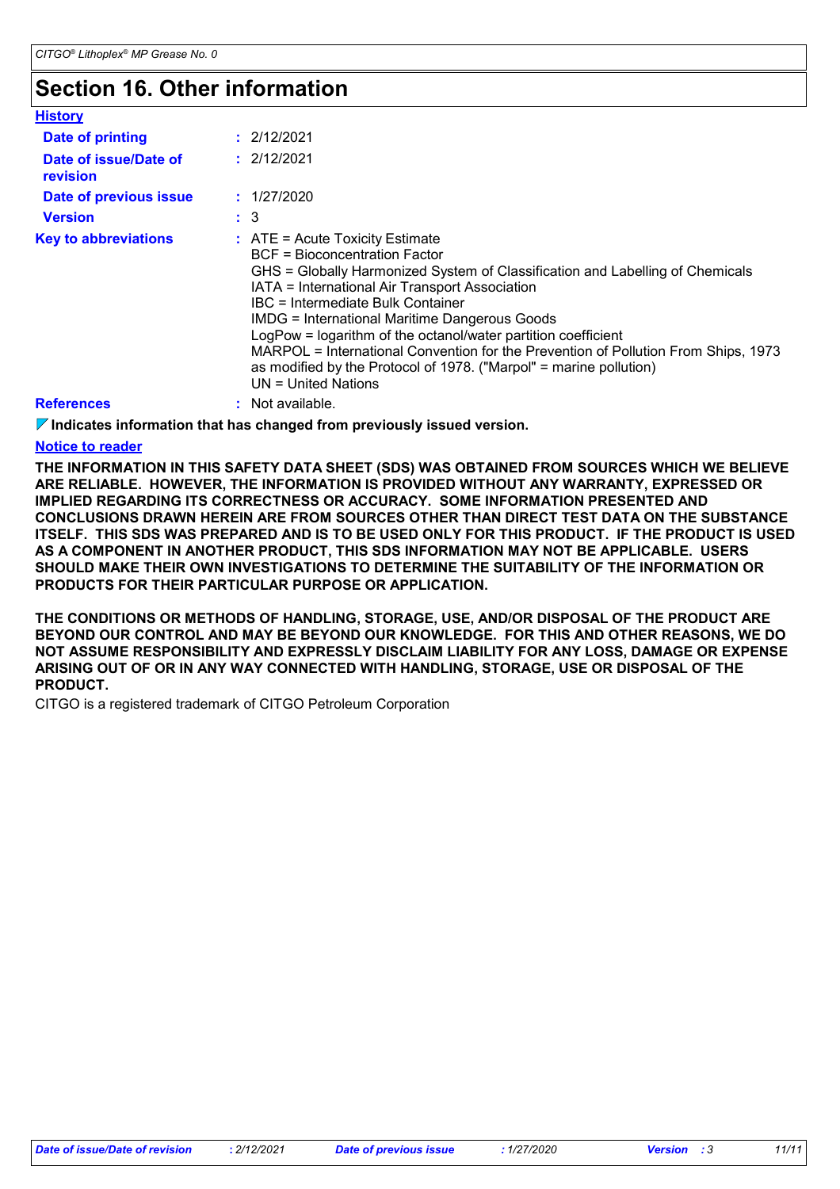# Section 16. Other information

**History**

| | |
|---|---|
| **Date of printing** | : 2/12/2021 |
| **Date of issue/Date of revision** | : 2/12/2021 |
| **Date of previous issue** | : 1/27/2020 |
| **Version** | : 3 |
| **Key to abbreviations** | : ATE = Acute Toxicity Estimate<br>BCF = Bioconcentration Factor<br>GHS = Globally Harmonized System of Classification and Labelling of Chemicals<br>IATA = International Air Transport Association<br>IBC = Intermediate Bulk Container<br>IMDG = International Maritime Dangerous Goods<br>LogPow = logarithm of the octanol/water partition coefficient<br>MARPOL = International Convention for the Prevention of Pollution From Ships, 1973 as modified by the Protocol of 1978. ("Marpol" = marine pollution)<br>UN = United Nations |
| **References** | : Not available. |

**Indicates information that has changed from previously issued version.**

**Notice to reader**

**THE INFORMATION IN THIS SAFETY DATA SHEET (SDS) WAS OBTAINED FROM SOURCES WHICH WE BELIEVE ARE RELIABLE. HOWEVER, THE INFORMATION IS PROVIDED WITHOUT ANY WARRANTY, EXPRESSED OR IMPLIED REGARDING ITS CORRECTNESS OR ACCURACY. SOME INFORMATION PRESENTED AND CONCLUSIONS DRAWN HEREIN ARE FROM SOURCES OTHER THAN DIRECT TEST DATA ON THE SUBSTANCE ITSELF. THIS SDS WAS PREPARED AND IS TO BE USED ONLY FOR THIS PRODUCT. IF THE PRODUCT IS USED AS A COMPONENT IN ANOTHER PRODUCT, THIS SDS INFORMATION MAY NOT BE APPLICABLE. USERS SHOULD MAKE THEIR OWN INVESTIGATIONS TO DETERMINE THE SUITABILITY OF THE INFORMATION OR PRODUCTS FOR THEIR PARTICULAR PURPOSE OR APPLICATION.**

**THE CONDITIONS OR METHODS OF HANDLING, STORAGE, USE, AND/OR DISPOSAL OF THE PRODUCT ARE BEYOND OUR CONTROL AND MAY BE BEYOND OUR KNOWLEDGE. FOR THIS AND OTHER REASONS, WE DO NOT ASSUME RESPONSIBILITY AND EXPRESSLY DISCLAIM LIABILITY FOR ANY LOSS, DAMAGE OR EXPENSE ARISING OUT OF OR IN ANY WAY CONNECTED WITH HANDLING, STORAGE, USE OR DISPOSAL OF THE PRODUCT.**

CITGO is a registered trademark of CITGO Petroleum Corporation